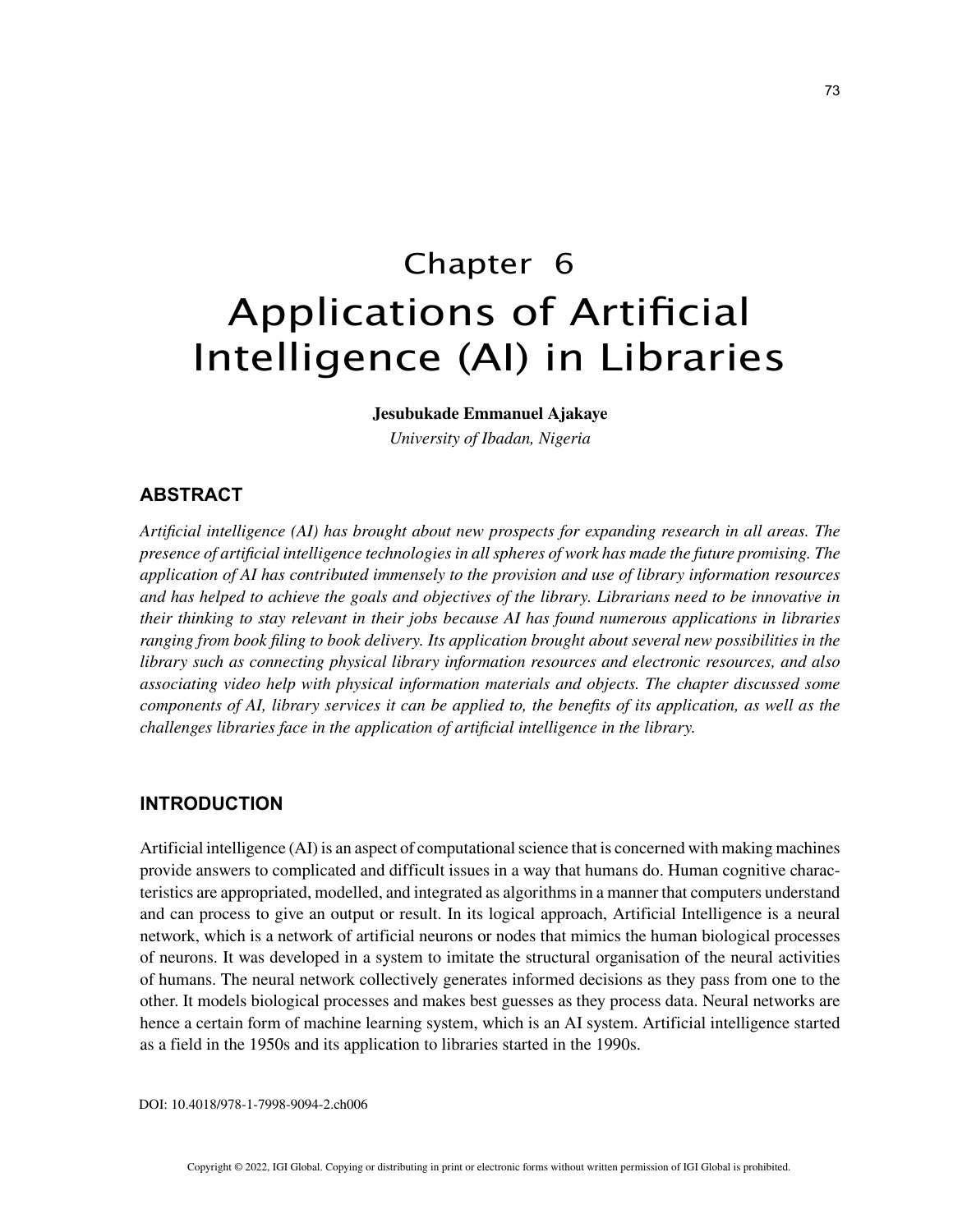# Chapter 6
# Applications of Artificial Intelligence (AI) in Libraries

**Jesubukade Emmanuel Ajakaye**
*University of Ibadan, Nigeria*

## ABSTRACT

*Artificial intelligence (AI) has brought about new prospects for expanding research in all areas. The presence of artificial intelligence technologies in all spheres of work has made the future promising. The application of AI has contributed immensely to the provision and use of library information resources and has helped to achieve the goals and objectives of the library. Librarians need to be innovative in their thinking to stay relevant in their jobs because AI has found numerous applications in libraries ranging from book filing to book delivery. Its application brought about several new possibilities in the library such as connecting physical library information resources and electronic resources, and also associating video help with physical information materials and objects. The chapter discussed some components of AI, library services it can be applied to, the benefits of its application, as well as the challenges libraries face in the application of artificial intelligence in the library.*

## INTRODUCTION

Artificial intelligence (AI) is an aspect of computational science that is concerned with making machines provide answers to complicated and difficult issues in a way that humans do. Human cognitive characteristics are appropriated, modelled, and integrated as algorithms in a manner that computers understand and can process to give an output or result. In its logical approach, Artificial Intelligence is a neural network, which is a network of artificial neurons or nodes that mimics the human biological processes of neurons. It was developed in a system to imitate the structural organisation of the neural activities of humans. The neural network collectively generates informed decisions as they pass from one to the other. It models biological processes and makes best guesses as they process data. Neural networks are hence a certain form of machine learning system, which is an AI system. Artificial intelligence started as a field in the 1950s and its application to libraries started in the 1990s.

DOI: 10.4018/978-1-7998-9094-2.ch006

Copyright © 2022, IGI Global. Copying or distributing in print or electronic forms without written permission of IGI Global is prohibited.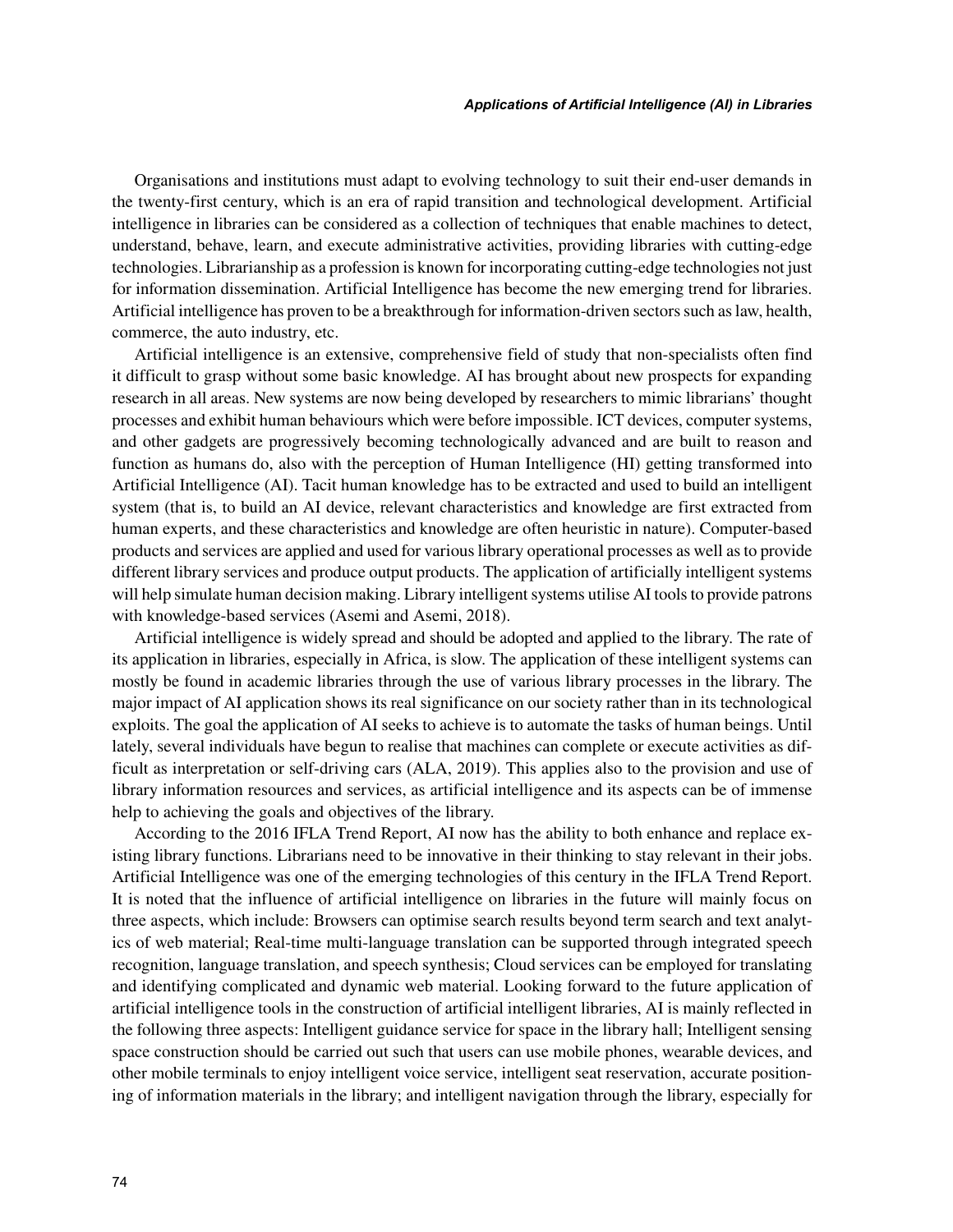Organisations and institutions must adapt to evolving technology to suit their end-user demands in the twenty-first century, which is an era of rapid transition and technological development. Artificial intelligence in libraries can be considered as a collection of techniques that enable machines to detect, understand, behave, learn, and execute administrative activities, providing libraries with cutting-edge technologies. Librarianship as a profession is known for incorporating cutting-edge technologies not just for information dissemination. Artificial Intelligence has become the new emerging trend for libraries. Artificial intelligence has proven to be a breakthrough for information-driven sectors such as law, health, commerce, the auto industry, etc.

Artificial intelligence is an extensive, comprehensive field of study that non-specialists often find it difficult to grasp without some basic knowledge. AI has brought about new prospects for expanding research in all areas. New systems are now being developed by researchers to mimic librarians' thought processes and exhibit human behaviours which were before impossible. ICT devices, computer systems, and other gadgets are progressively becoming technologically advanced and are built to reason and function as humans do, also with the perception of Human Intelligence (HI) getting transformed into Artificial Intelligence (AI). Tacit human knowledge has to be extracted and used to build an intelligent system (that is, to build an AI device, relevant characteristics and knowledge are first extracted from human experts, and these characteristics and knowledge are often heuristic in nature). Computer-based products and services are applied and used for various library operational processes as well as to provide different library services and produce output products. The application of artificially intelligent systems will help simulate human decision making. Library intelligent systems utilise AI tools to provide patrons with knowledge-based services (Asemi and Asemi, 2018).

Artificial intelligence is widely spread and should be adopted and applied to the library. The rate of its application in libraries, especially in Africa, is slow. The application of these intelligent systems can mostly be found in academic libraries through the use of various library processes in the library. The major impact of AI application shows its real significance on our society rather than in its technological exploits. The goal the application of AI seeks to achieve is to automate the tasks of human beings. Until lately, several individuals have begun to realise that machines can complete or execute activities as difficult as interpretation or self-driving cars (ALA, 2019). This applies also to the provision and use of library information resources and services, as artificial intelligence and its aspects can be of immense help to achieving the goals and objectives of the library.

According to the 2016 IFLA Trend Report, AI now has the ability to both enhance and replace existing library functions. Librarians need to be innovative in their thinking to stay relevant in their jobs. Artificial Intelligence was one of the emerging technologies of this century in the IFLA Trend Report. It is noted that the influence of artificial intelligence on libraries in the future will mainly focus on three aspects, which include: Browsers can optimise search results beyond term search and text analytics of web material; Real-time multi-language translation can be supported through integrated speech recognition, language translation, and speech synthesis; Cloud services can be employed for translating and identifying complicated and dynamic web material. Looking forward to the future application of artificial intelligence tools in the construction of artificial intelligent libraries, AI is mainly reflected in the following three aspects: Intelligent guidance service for space in the library hall; Intelligent sensing space construction should be carried out such that users can use mobile phones, wearable devices, and other mobile terminals to enjoy intelligent voice service, intelligent seat reservation, accurate positioning of information materials in the library; and intelligent navigation through the library, especially for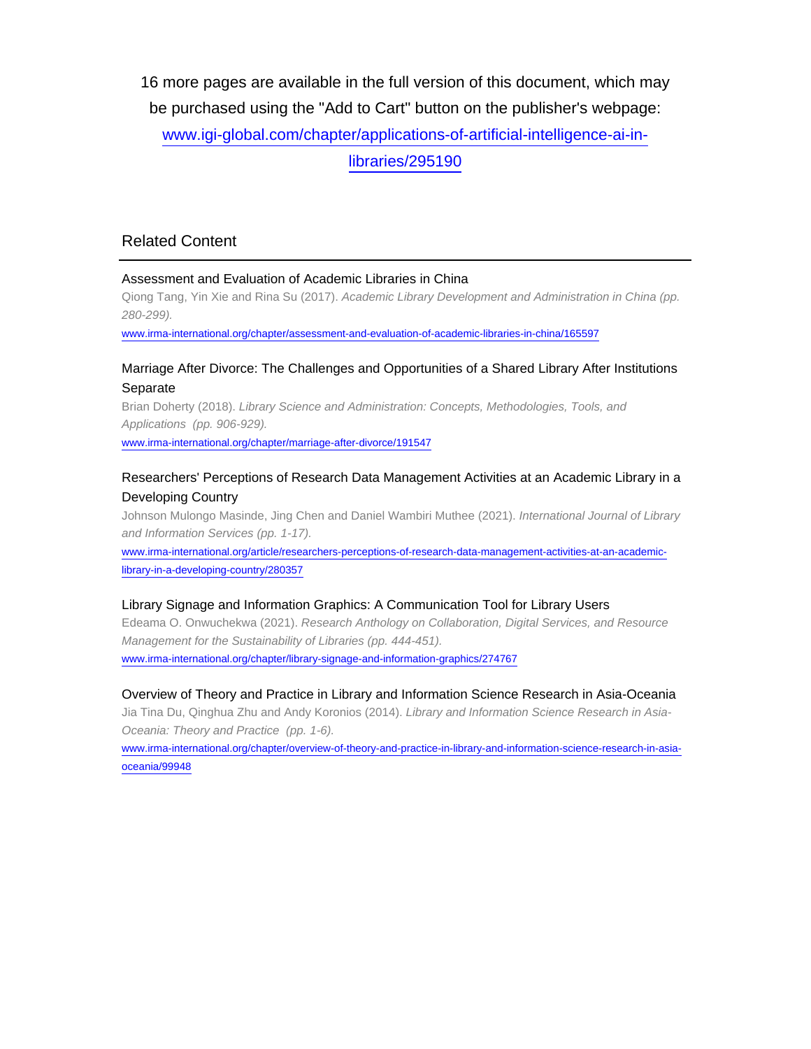16 more pages are available in the full version of this document, which may be purchased using the "Add to Cart" button on the publisher's webpage: www.igi-global.com/chapter/applications-of-artificial-intelligence-ai-in-libraries/295190

## Related Content

### Assessment and Evaluation of Academic Libraries in China

Qiong Tang, Yin Xie and Rina Su (2017). *Academic Library Development and Administration in China (pp. 280-299).*

www.irma-international.org/chapter/assessment-and-evaluation-of-academic-libraries-in-china/165597

### Marriage After Divorce: The Challenges and Opportunities of a Shared Library After Institutions Separate

Brian Doherty (2018). *Library Science and Administration: Concepts, Methodologies, Tools, and Applications (pp. 906-929).*

www.irma-international.org/chapter/marriage-after-divorce/191547

### Researchers' Perceptions of Research Data Management Activities at an Academic Library in a Developing Country

Johnson Mulongo Masinde, Jing Chen and Daniel Wambiri Muthee (2021). *International Journal of Library and Information Services (pp. 1-17).*

www.irma-international.org/article/researchers-perceptions-of-research-data-management-activities-at-an-academic-library-in-a-developing-country/280357

### Library Signage and Information Graphics: A Communication Tool for Library Users

Edeama O. Onwuchekwa (2021). *Research Anthology on Collaboration, Digital Services, and Resource Management for the Sustainability of Libraries (pp. 444-451).*

www.irma-international.org/chapter/library-signage-and-information-graphics/274767

### Overview of Theory and Practice in Library and Information Science Research in Asia-Oceania

Jia Tina Du, Qinghua Zhu and Andy Koronios (2014). *Library and Information Science Research in Asia-Oceania: Theory and Practice (pp. 1-6).*

www.irma-international.org/chapter/overview-of-theory-and-practice-in-library-and-information-science-research-in-asia-oceania/99948